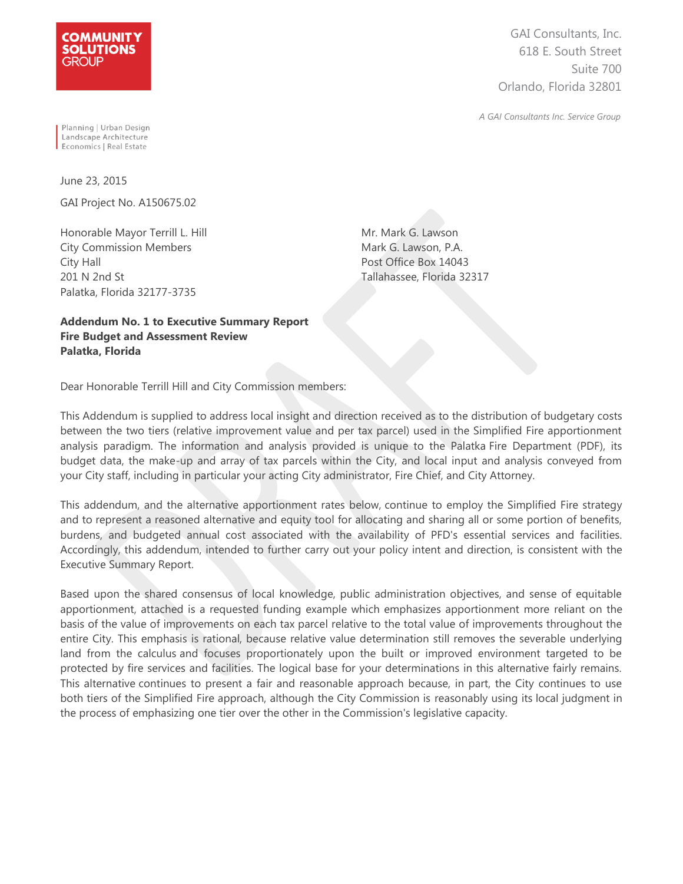**COMMUNITY SOLUTIONS GROUP**

Planning | Urban Design
Landscape Architecture
Economics | Real Estate

GAI Consultants, Inc.
618 E. South Street
Suite 700
Orlando, Florida 32801

*A GAI Consultants Inc. Service Group*

June 23, 2015

GAI Project No. A150675.02

Honorable Mayor Terrill L. Hill
City Commission Members
City Hall
201 N 2nd St
Palatka, Florida 32177-3735

Mr. Mark G. Lawson
Mark G. Lawson, P.A.
Post Office Box 14043
Tallahassee, Florida 32317

**Addendum No. 1 to Executive Summary Report**
**Fire Budget and Assessment Review**
**Palatka, Florida**

Dear Honorable Terrill Hill and City Commission members:

This Addendum is supplied to address local insight and direction received as to the distribution of budgetary costs between the two tiers (relative improvement value and per tax parcel) used in the Simplified Fire apportionment analysis paradigm. The information and analysis provided is unique to the Palatka Fire Department (PDF), its budget data, the make-up and array of tax parcels within the City, and local input and analysis conveyed from your City staff, including in particular your acting City administrator, Fire Chief, and City Attorney.

This addendum, and the alternative apportionment rates below, continue to employ the Simplified Fire strategy and to represent a reasoned alternative and equity tool for allocating and sharing all or some portion of benefits, burdens, and budgeted annual cost associated with the availability of PFD's essential services and facilities. Accordingly, this addendum, intended to further carry out your policy intent and direction, is consistent with the Executive Summary Report.

Based upon the shared consensus of local knowledge, public administration objectives, and sense of equitable apportionment, attached is a requested funding example which emphasizes apportionment more reliant on the basis of the value of improvements on each tax parcel relative to the total value of improvements throughout the entire City. This emphasis is rational, because relative value determination still removes the severable underlying land from the calculus and focuses proportionately upon the built or improved environment targeted to be protected by fire services and facilities. The logical base for your determinations in this alternative fairly remains. This alternative continues to present a fair and reasonable approach because, in part, the City continues to use both tiers of the Simplified Fire approach, although the City Commission is reasonably using its local judgment in the process of emphasizing one tier over the other in the Commission's legislative capacity.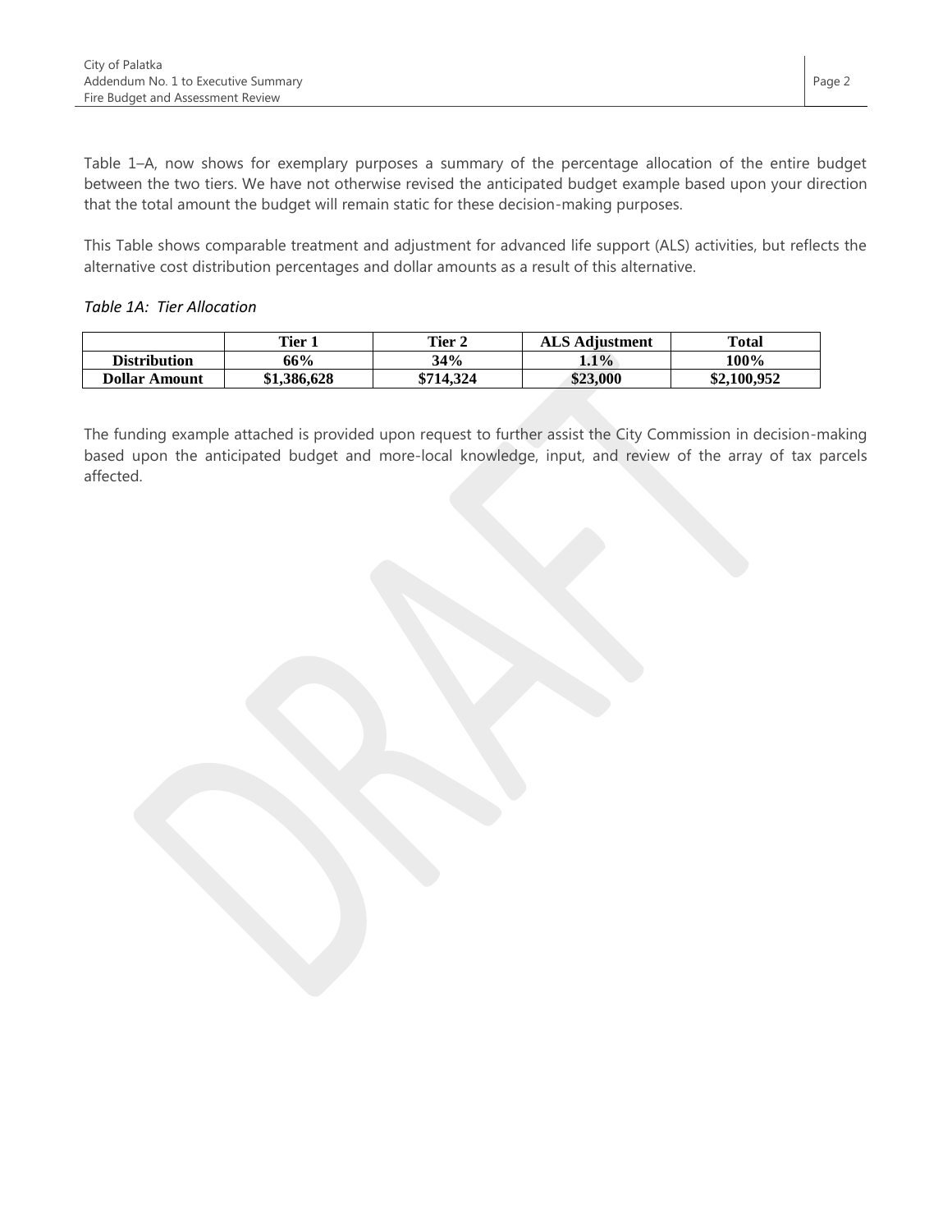Table 1–A, now shows for exemplary purposes a summary of the percentage allocation of the entire budget between the two tiers. We have not otherwise revised the anticipated budget example based upon your direction that the total amount the budget will remain static for these decision-making purposes.

This Table shows comparable treatment and adjustment for advanced life support (ALS) activities, but reflects the alternative cost distribution percentages and dollar amounts as a result of this alternative.

*Table 1A: Tier Allocation*

| | Tier 1 | Tier 2 | ALS Adjustment | Total |
|---|---|---|---|---|
| **Distribution** | **66%** | **34%** | **1.1%** | **100%** |
| **Dollar Amount** | **$1,386,628** | **$714,324** | **$23,000** | **$2,100,952** |

The funding example attached is provided upon request to further assist the City Commission in decision-making based upon the anticipated budget and more-local knowledge, input, and review of the array of tax parcels affected.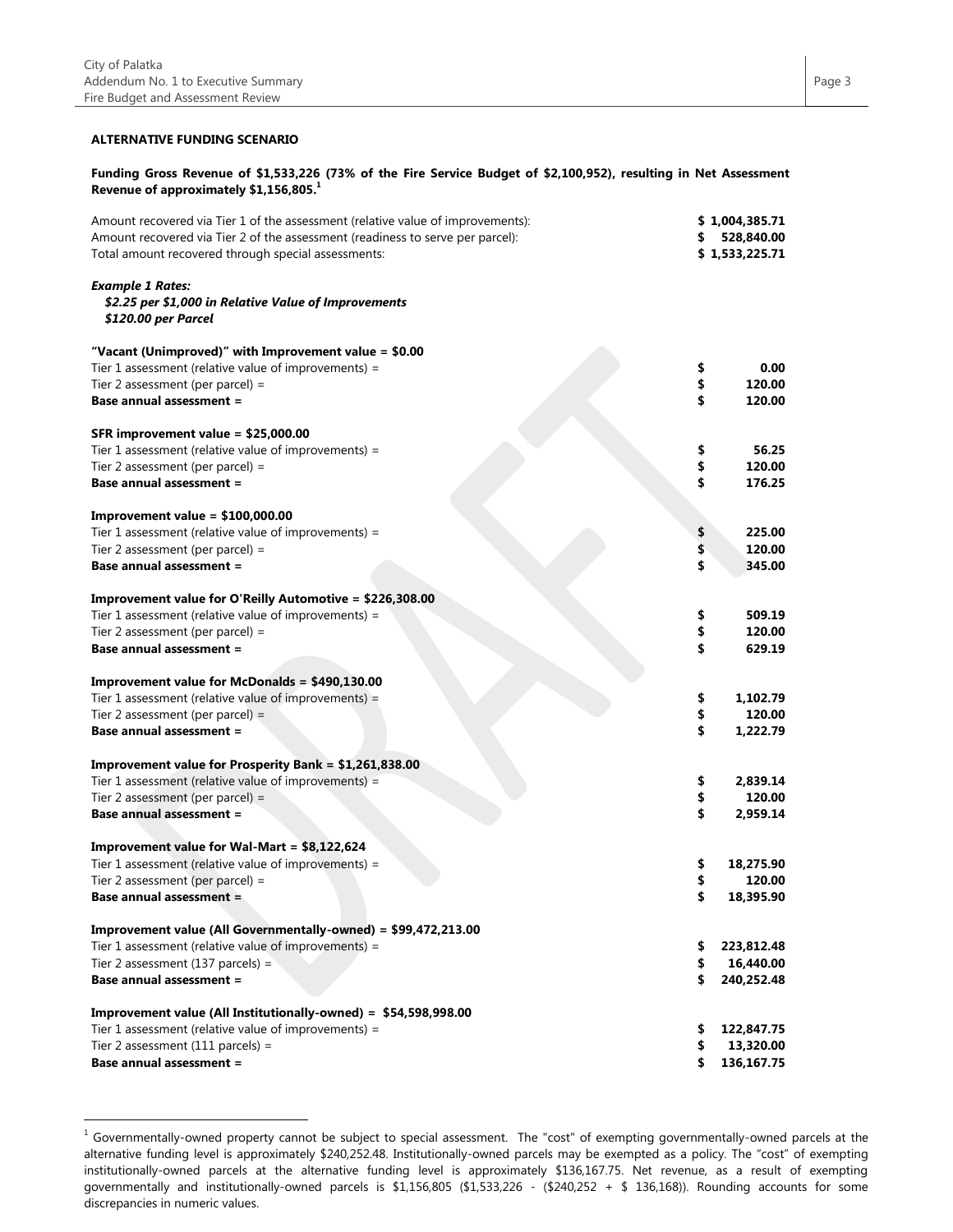**ALTERNATIVE FUNDING SCENARIO**

**Funding Gross Revenue of $1,533,226 (73% of the Fire Service Budget of $2,100,952), resulting in Net Assessment Revenue of approximately $1,156,805.[1]**

| | |
|---|---|
| Amount recovered via Tier 1 of the assessment (relative value of improvements): | **$ 1,004,385.71** |
| Amount recovered via Tier 2 of the assessment (readiness to serve per parcel): | **$ 528,840.00** |
| Total amount recovered through special assessments: | **$ 1,533,225.71** |

***Example 1 Rates:***
***$2.25 per $1,000 in Relative Value of Improvements***
***$120.00 per Parcel***

| | |
|---|---|
| **"Vacant (Unimproved)" with Improvement value = $0.00** | |
| Tier 1 assessment (relative value of improvements) = | **$ 0.00** |
| Tier 2 assessment (per parcel) = | **$ 120.00** |
| **Base annual assessment =** | **$ 120.00** |
| **SFR improvement value = $25,000.00** | |
| Tier 1 assessment (relative value of improvements) = | **$ 56.25** |
| Tier 2 assessment (per parcel) = | **$ 120.00** |
| **Base annual assessment =** | **$ 176.25** |
| **Improvement value = $100,000.00** | |
| Tier 1 assessment (relative value of improvements) = | **$ 225.00** |
| Tier 2 assessment (per parcel) = | **$ 120.00** |
| **Base annual assessment =** | **$ 345.00** |
| **Improvement value for O'Reilly Automotive = $226,308.00** | |
| Tier 1 assessment (relative value of improvements) = | **$ 509.19** |
| Tier 2 assessment (per parcel) = | **$ 120.00** |
| **Base annual assessment =** | **$ 629.19** |
| **Improvement value for McDonalds = $490,130.00** | |
| Tier 1 assessment (relative value of improvements) = | **$ 1,102.79** |
| Tier 2 assessment (per parcel) = | **$ 120.00** |
| **Base annual assessment =** | **$ 1,222.79** |
| **Improvement value for Prosperity Bank = $1,261,838.00** | |
| Tier 1 assessment (relative value of improvements) = | **$ 2,839.14** |
| Tier 2 assessment (per parcel) = | **$ 120.00** |
| **Base annual assessment =** | **$ 2,959.14** |
| **Improvement value for Wal-Mart = $8,122,624** | |
| Tier 1 assessment (relative value of improvements) = | **$ 18,275.90** |
| Tier 2 assessment (per parcel) = | **$ 120.00** |
| **Base annual assessment =** | **$ 18,395.90** |
| **Improvement value (All Governmentally-owned) = $99,472,213.00** | |
| Tier 1 assessment (relative value of improvements) = | **$ 223,812.48** |
| Tier 2 assessment (137 parcels) = | **$ 16,440.00** |
| **Base annual assessment =** | **$ 240,252.48** |
| **Improvement value (All Institutionally-owned) = $54,598,998.00** | |
| Tier 1 assessment (relative value of improvements) = | **$ 122,847.75** |
| Tier 2 assessment (111 parcels) = | **$ 13,320.00** |
| **Base annual assessment =** | **$ 136,167.75** |

[1] Governmentally-owned property cannot be subject to special assessment. The "cost" of exempting governmentally-owned parcels at the alternative funding level is approximately $240,252.48. Institutionally-owned parcels may be exempted as a policy. The "cost" of exempting institutionally-owned parcels at the alternative funding level is approximately $136,167.75. Net revenue, as a result of exempting governmentally and institutionally-owned parcels is $1,156,805 ($1,533,226 - ($240,252 + $ 136,168)). Rounding accounts for some discrepancies in numeric values.